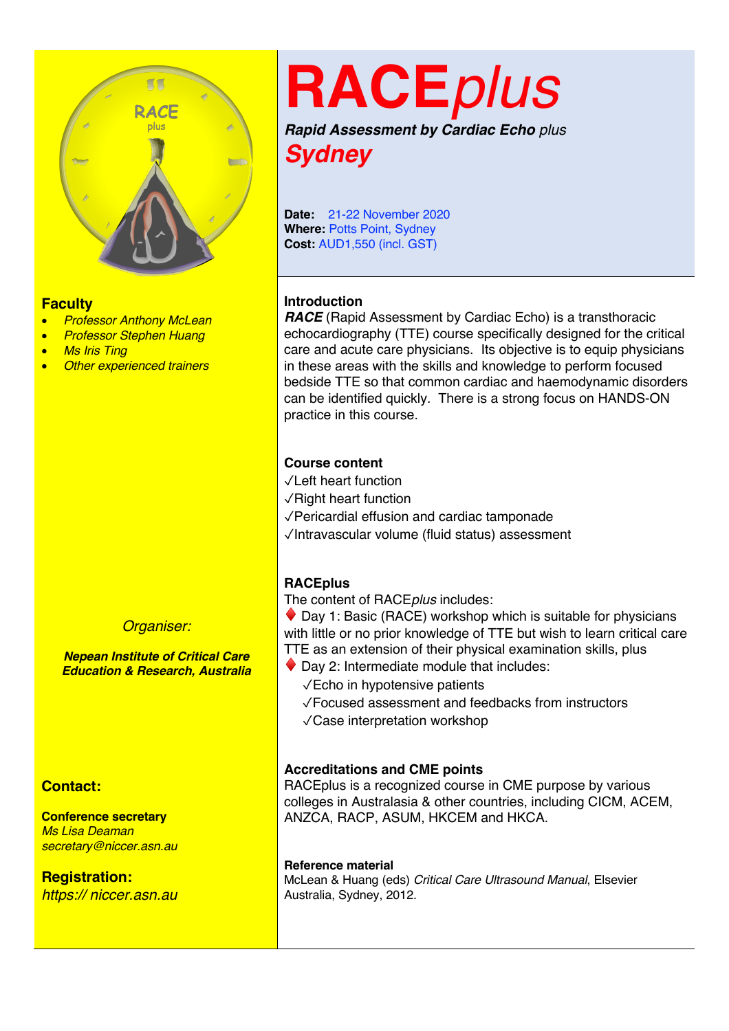# RACE*plus*

***Rapid Assessment by Cardiac Echo** plus*

## *Sydney*

**Date:** 21-22 November 2020
**Where:** Potts Point, Sydney
**Cost:** AUD1,550 (incl. GST)

### Faculty

- *Professor Anthony McLean*
- *Professor Stephen Huang*
- *Ms Iris Ting*
- *Other experienced trainers*

*Organiser:*

***Nepean Institute of Critical Care Education & Research, Australia***

### Contact:

**Conference secretary**
*Ms Lisa Deaman*
*secretary@niccer.asn.au*

### Registration:

*https:// niccer.asn.au*

### Introduction

***RACE*** (Rapid Assessment by Cardiac Echo) is a transthoracic echocardiography (TTE) course specifically designed for the critical care and acute care physicians. Its objective is to equip physicians in these areas with the skills and knowledge to perform focused bedside TTE so that common cardiac and haemodynamic disorders can be identified quickly. There is a strong focus on HANDS-ON practice in this course.

### Course content

√Left heart function
√Right heart function
√Pericardial effusion and cardiac tamponade
√Intravascular volume (fluid status) assessment

### RACEplus

The content of RACE*plus* includes:

♦ Day 1: Basic (RACE) workshop which is suitable for physicians with little or no prior knowledge of TTE but wish to learn critical care TTE as an extension of their physical examination skills, plus

♦ Day 2: Intermediate module that includes:
- √Echo in hypotensive patients
- √Focused assessment and feedbacks from instructors
- √Case interpretation workshop

### Accreditations and CME points

RACEplus is a recognized course in CME purpose by various colleges in Australasia & other countries, including CICM, ACEM, ANZCA, RACP, ASUM, HKCEM and HKCA.

#### Reference material

McLean & Huang (eds) *Critical Care Ultrasound Manual*, Elsevier Australia, Sydney, 2012.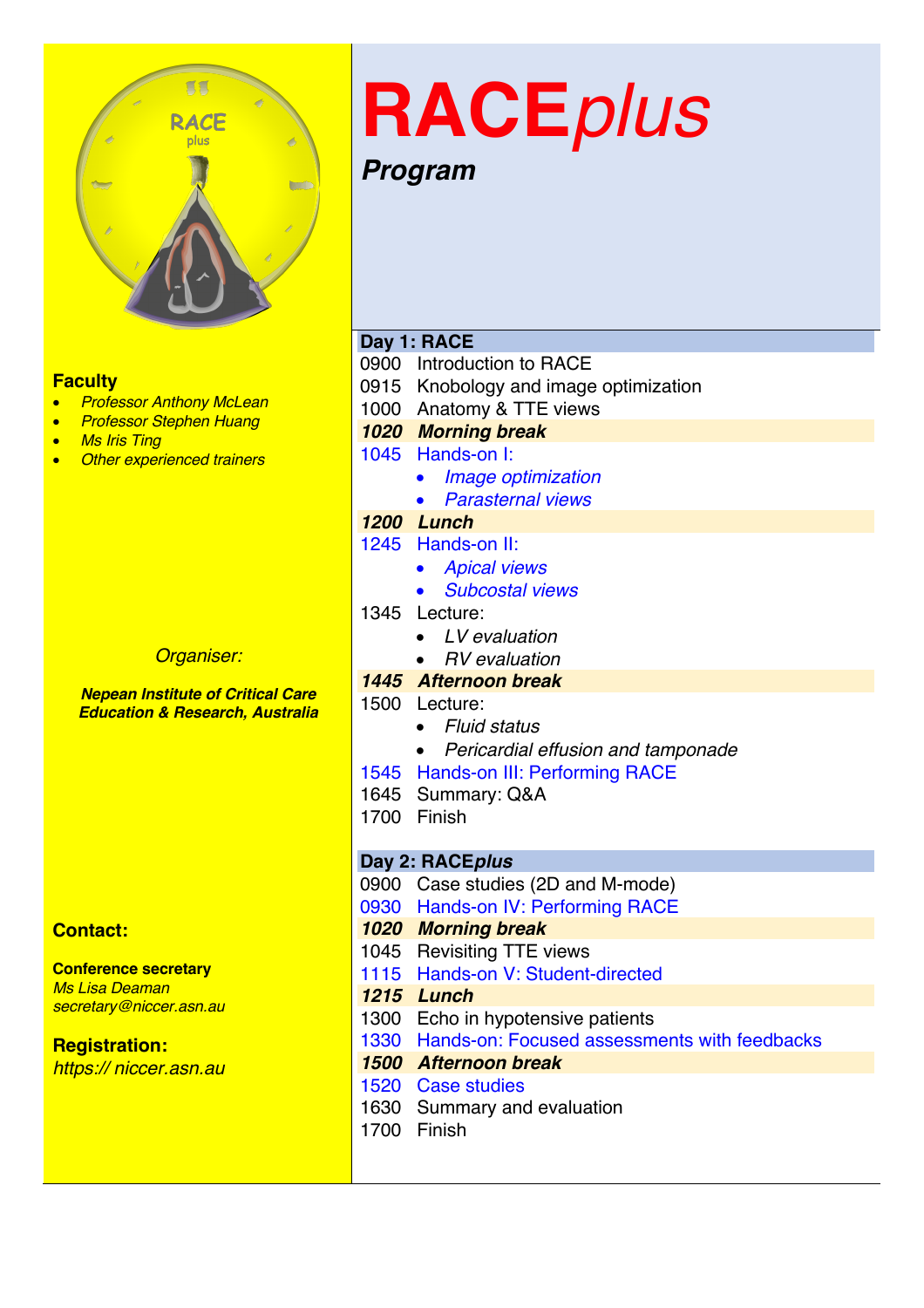# RACE*plus*

## *Program*

**Faculty**

- *Professor Anthony McLean*
- *Professor Stephen Huang*
- *Ms Iris Ting*
- *Other experienced trainers*

*Organiser:*

***Nepean Institute of Critical Care Education & Research, Australia***

**Contact:**

**Conference secretary**
*Ms Lisa Deaman*
*secretary@niccer.asn.au*

**Registration:**
*https:// niccer.asn.au*

### Day 1: RACE

0900 Introduction to RACE
0915 Knobology and image optimization
1000 Anatomy & TTE views
***1020 Morning break***
1045 Hands-on I:

- *Image optimization*
- *Parasternal views*

***1200 Lunch***
1245 Hands-on II:

- *Apical views*
- *Subcostal views*

1345 Lecture:

- *LV evaluation*
- *RV evaluation*

***1445 Afternoon break***
1500 Lecture:

- *Fluid status*
- *Pericardial effusion and tamponade*

1545 Hands-on III: Performing RACE
1645 Summary: Q&A
1700 Finish

### Day 2: RACE*plus*

0900 Case studies (2D and M-mode)
0930 Hands-on IV: Performing RACE
***1020 Morning break***
1045 Revisiting TTE views
1115 Hands-on V: Student-directed
***1215 Lunch***
1300 Echo in hypotensive patients
1330 Hands-on: Focused assessments with feedbacks
***1500 Afternoon break***
1520 Case studies
1630 Summary and evaluation
1700 Finish